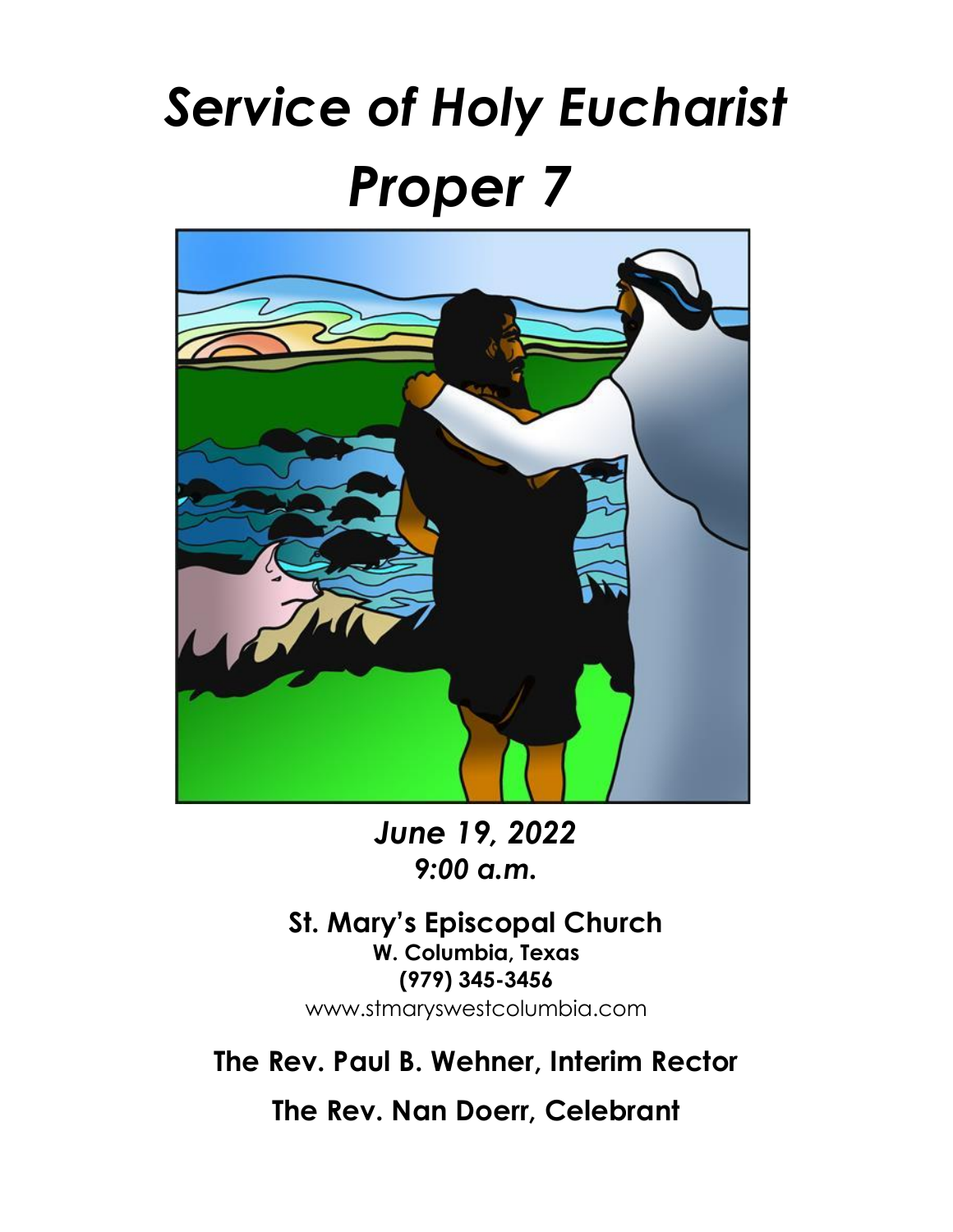# *Service of Holy Eucharist*

# *Proper 7*

***June 19, 2022***
***9:00 a.m.***

**St. Mary's Episcopal Church**
**W. Columbia, Texas**
**(979) 345-3456**
www.stmaryswestcolumbia.com

**The Rev. Paul B. Wehner, Interim Rector**

**The Rev. Nan Doerr, Celebrant**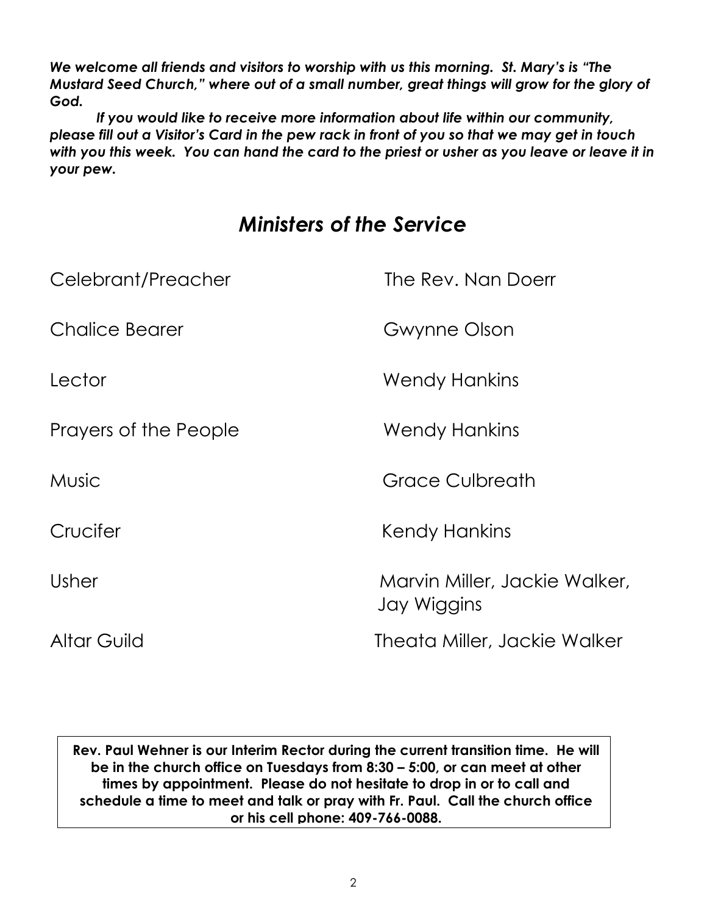***We welcome all friends and visitors to worship with us this morning. St. Mary's is "The Mustard Seed Church," where out of a small number, great things will grow for the glory of God.***

***If you would like to receive more information about life within our community, please fill out a Visitor's Card in the pew rack in front of you so that we may get in touch with you this week. You can hand the card to the priest or usher as you leave or leave it in your pew.***

## *Ministers of the Service*

| | |
|---|---|
| Celebrant/Preacher | The Rev. Nan Doerr |
| Chalice Bearer | Gwynne Olson |
| Lector | Wendy Hankins |
| Prayers of the People | Wendy Hankins |
| Music | Grace Culbreath |
| Crucifer | Kendy Hankins |
| Usher | Marvin Miller, Jackie Walker, Jay Wiggins |
| Altar Guild | Theata Miller, Jackie Walker |

**Rev. Paul Wehner is our Interim Rector during the current transition time. He will be in the church office on Tuesdays from 8:30 – 5:00, or can meet at other times by appointment. Please do not hesitate to drop in or to call and schedule a time to meet and talk or pray with Fr. Paul. Call the church office or his cell phone: 409-766-0088.**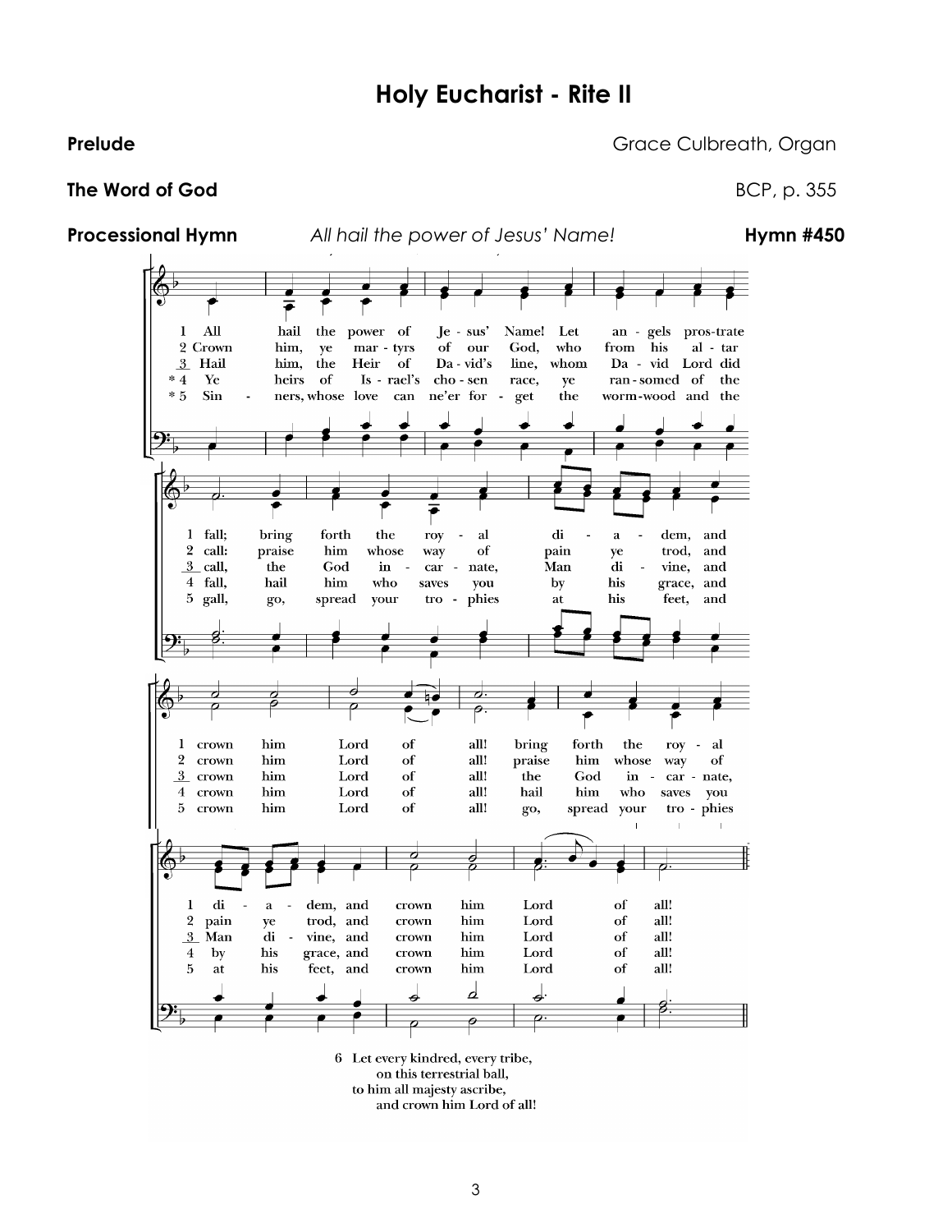# Holy Eucharist - Rite II

**Prelude** Grace Culbreath, Organ

**The Word of God** BCP, p. 355

**Processional Hymn** *All hail the power of Jesus' Name!* **Hymn #450**

1 All hail the power of Jesus' Name! Let angels prostrate fall; bring forth the royal diadem, and crown him Lord of all! bring forth the royal diadem, and crown him Lord of all!

2 Crown him, ye martyrs of our God, who from his altar call: praise him whose way of pain ye trod, and crown him Lord of all! praise him whose way of pain ye trod, and crown him Lord of all!

3 Hail him, the Heir of David's line, whom David Lord did call, the God incarnate, Man divine, and crown him Lord of all! the God incarnate, Man divine, and crown him Lord of all!

*4 Ye heirs of Israel's chosen race, ye ransomed of the fall, hail him who saves you by his grace, and crown him Lord of all! hail him who saves you by his grace, and crown him Lord of all!

*5 Sinners, whose love can ne'er forget the wormwood and the gall, go, spread your trophies at his feet, and crown him Lord of all! go, spread your trophies at his feet, and crown him Lord of all!

6 Let every kindred, every tribe,
on this terrestrial ball,
to him all majesty ascribe,
and crown him Lord of all!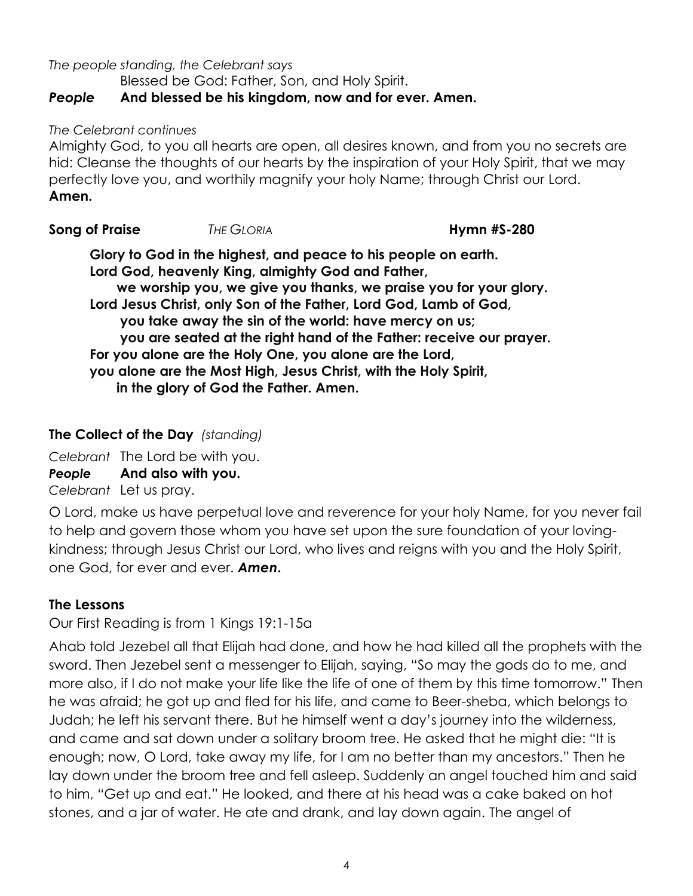*The people standing, the Celebrant says*

Blessed be God: Father, Son, and Holy Spirit.

***People*** **And blessed be his kingdom, now and for ever. Amen.**

*The Celebrant continues*

Almighty God, to you all hearts are open, all desires known, and from you no secrets are hid: Cleanse the thoughts of our hearts by the inspiration of your Holy Spirit, that we may perfectly love you, and worthily magnify your holy Name; through Christ our Lord. **Amen.**

**Song of Praise** *THE GLORIA* **Hymn #S-280**

**Glory to God in the highest, and peace to his people on earth.**
**Lord God, heavenly King, almighty God and Father,**
**we worship you, we give you thanks, we praise you for your glory.**
**Lord Jesus Christ, only Son of the Father, Lord God, Lamb of God,**
**you take away the sin of the world: have mercy on us;**
**you are seated at the right hand of the Father: receive our prayer.**
**For you alone are the Holy One, you alone are the Lord,**
**you alone are the Most High, Jesus Christ, with the Holy Spirit,**
**in the glory of God the Father. Amen.**

**The Collect of the Day** *(standing)*

*Celebrant* The Lord be with you.

***People*** **And also with you.**

*Celebrant* Let us pray.

O Lord, make us have perpetual love and reverence for your holy Name, for you never fail to help and govern those whom you have set upon the sure foundation of your loving-kindness; through Jesus Christ our Lord, who lives and reigns with you and the Holy Spirit, one God, for ever and ever. ***Amen.***

**The Lessons**

Our First Reading is from 1 Kings 19:1-15a

Ahab told Jezebel all that Elijah had done, and how he had killed all the prophets with the sword. Then Jezebel sent a messenger to Elijah, saying, "So may the gods do to me, and more also, if I do not make your life like the life of one of them by this time tomorrow." Then he was afraid; he got up and fled for his life, and came to Beer-sheba, which belongs to Judah; he left his servant there. But he himself went a day's journey into the wilderness, and came and sat down under a solitary broom tree. He asked that he might die: "It is enough; now, O Lord, take away my life, for I am no better than my ancestors." Then he lay down under the broom tree and fell asleep. Suddenly an angel touched him and said to him, "Get up and eat." He looked, and there at his head was a cake baked on hot stones, and a jar of water. He ate and drank, and lay down again. The angel of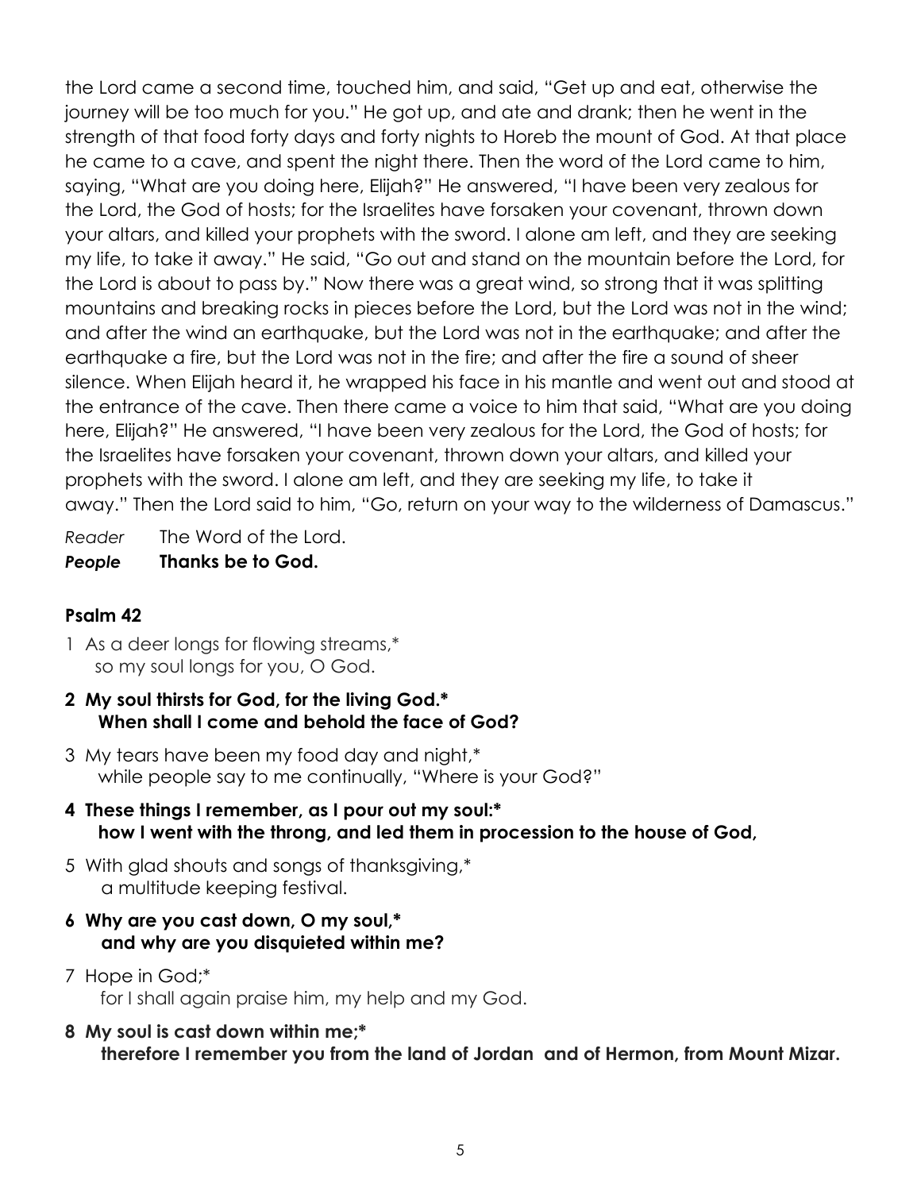the Lord came a second time, touched him, and said, "Get up and eat, otherwise the journey will be too much for you." He got up, and ate and drank; then he went in the strength of that food forty days and forty nights to Horeb the mount of God. At that place he came to a cave, and spent the night there. Then the word of the Lord came to him, saying, "What are you doing here, Elijah?" He answered, "I have been very zealous for the Lord, the God of hosts; for the Israelites have forsaken your covenant, thrown down your altars, and killed your prophets with the sword. I alone am left, and they are seeking my life, to take it away." He said, "Go out and stand on the mountain before the Lord, for the Lord is about to pass by." Now there was a great wind, so strong that it was splitting mountains and breaking rocks in pieces before the Lord, but the Lord was not in the wind; and after the wind an earthquake, but the Lord was not in the earthquake; and after the earthquake a fire, but the Lord was not in the fire; and after the fire a sound of sheer silence. When Elijah heard it, he wrapped his face in his mantle and went out and stood at the entrance of the cave. Then there came a voice to him that said, "What are you doing here, Elijah?" He answered, "I have been very zealous for the Lord, the God of hosts; for the Israelites have forsaken your covenant, thrown down your altars, and killed your prophets with the sword. I alone am left, and they are seeking my life, to take it away." Then the Lord said to him, "Go, return on your way to the wilderness of Damascus."

*Reader* The Word of the Lord.
***People*** **Thanks be to God.**

**Psalm 42**

1 As a deer longs for flowing streams,*
so my soul longs for you, O God.

**2 My soul thirsts for God, for the living God.***
**When shall I come and behold the face of God?**

3 My tears have been my food day and night,*
while people say to me continually, "Where is your God?"

**4 These things I remember, as I pour out my soul:***
**how I went with the throng, and led them in procession to the house of God,**

5 With glad shouts and songs of thanksgiving,*
a multitude keeping festival.

**6 Why are you cast down, O my soul,***
**and why are you disquieted within me?**

7 Hope in God;*
for I shall again praise him, my help and my God.

**8 My soul is cast down within me;***
**therefore I remember you from the land of Jordan and of Hermon, from Mount Mizar.**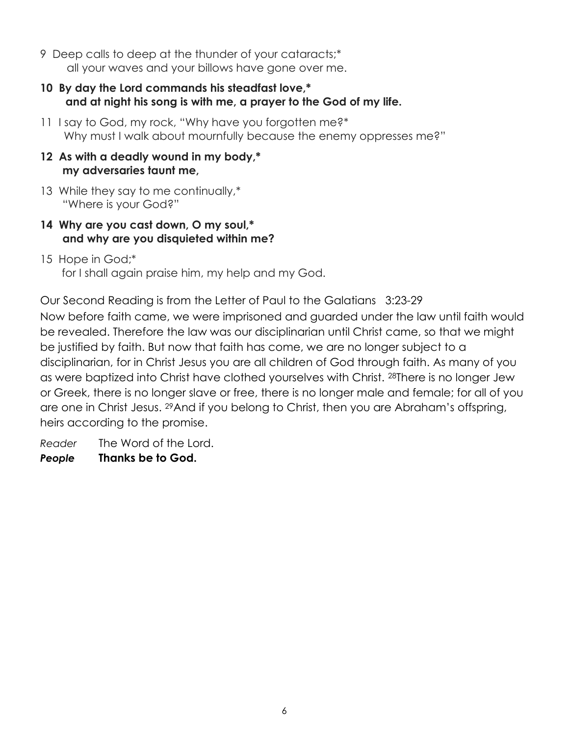9 Deep calls to deep at the thunder of your cataracts;*
all your waves and your billows have gone over me.

**10 By day the Lord commands his steadfast love,***
**and at night his song is with me, a prayer to the God of my life.**

11 I say to God, my rock, "Why have you forgotten me?*
Why must I walk about mournfully because the enemy oppresses me?"

**12 As with a deadly wound in my body,***
**my adversaries taunt me,**

13 While they say to me continually,*
"Where is your God?"

**14 Why are you cast down, O my soul,***
**and why are you disquieted within me?**

15 Hope in God;*
for I shall again praise him, my help and my God.

Our Second Reading is from the Letter of Paul to the Galatians 3:23-29

Now before faith came, we were imprisoned and guarded under the law until faith would be revealed. Therefore the law was our disciplinarian until Christ came, so that we might be justified by faith. But now that faith has come, we are no longer subject to a disciplinarian, for in Christ Jesus you are all children of God through faith. As many of you as were baptized into Christ have clothed yourselves with Christ. [28]There is no longer Jew or Greek, there is no longer slave or free, there is no longer male and female; for all of you are one in Christ Jesus. [29]And if you belong to Christ, then you are Abraham's offspring, heirs according to the promise.

*Reader* The Word of the Lord.
***People*** **Thanks be to God.**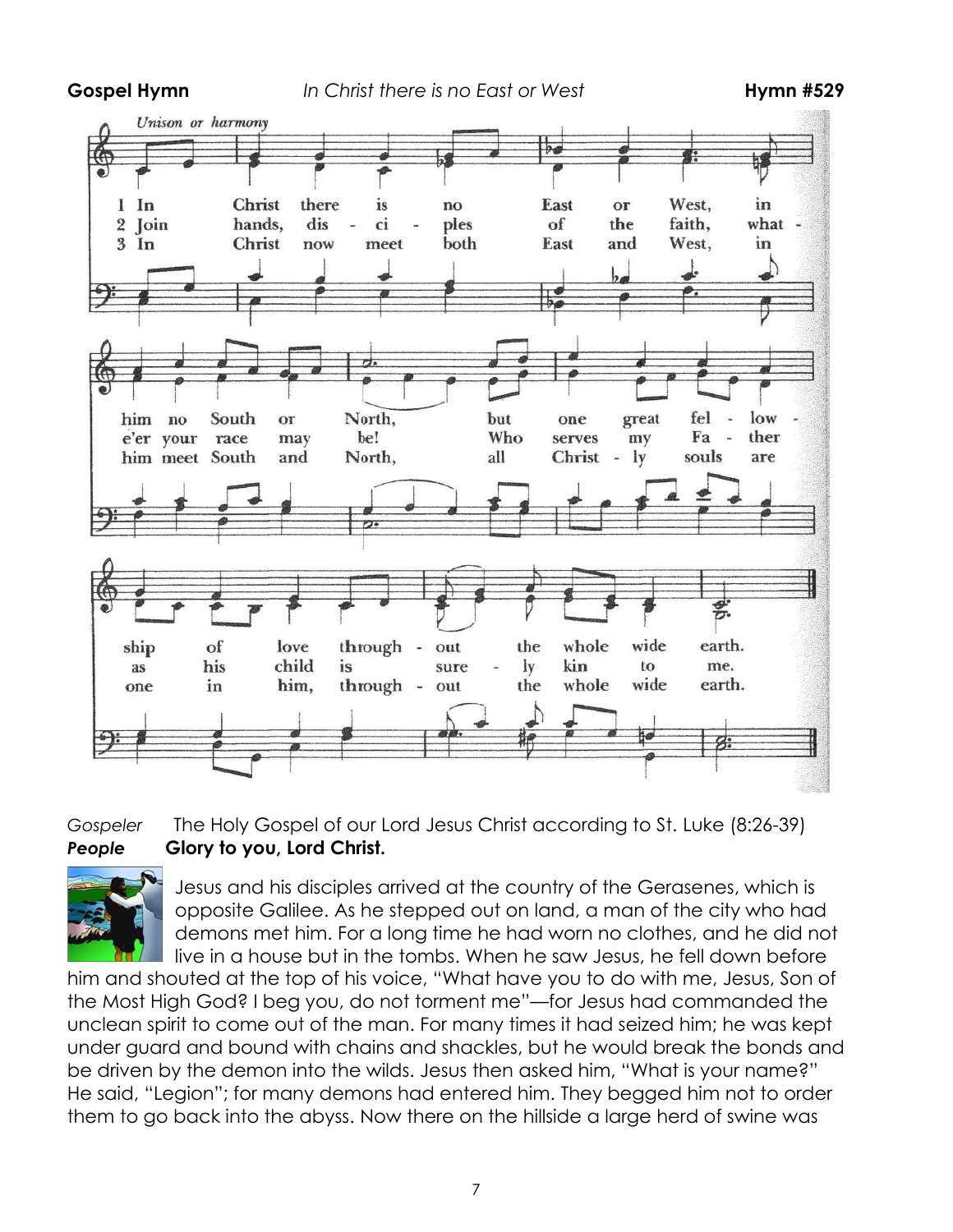**Gospel Hymn** *In Christ there is no East or West* **Hymn #529**

*Unison or harmony*

1 In Christ there is no East or West, in him no South or North, but one great fellowship of love throughout the whole wide earth.

2 Join hands, disciples of the faith, what-e'er your race may be! Who serves my Father as his child is surely kin to me.

3 In Christ now meet both East and West, in him meet South and North, all Christly souls are one in him, throughout the whole wide earth.

*Gospeler* The Holy Gospel of our Lord Jesus Christ according to St. Luke (8:26-39)

***People*** **Glory to you, Lord Christ.**

Jesus and his disciples arrived at the country of the Gerasenes, which is opposite Galilee. As he stepped out on land, a man of the city who had demons met him. For a long time he had worn no clothes, and he did not live in a house but in the tombs. When he saw Jesus, he fell down before him and shouted at the top of his voice, "What have you to do with me, Jesus, Son of the Most High God? I beg you, do not torment me"—for Jesus had commanded the unclean spirit to come out of the man. For many times it had seized him; he was kept under guard and bound with chains and shackles, but he would break the bonds and be driven by the demon into the wilds. Jesus then asked him, "What is your name?" He said, "Legion"; for many demons had entered him. They begged him not to order them to go back into the abyss. Now there on the hillside a large herd of swine was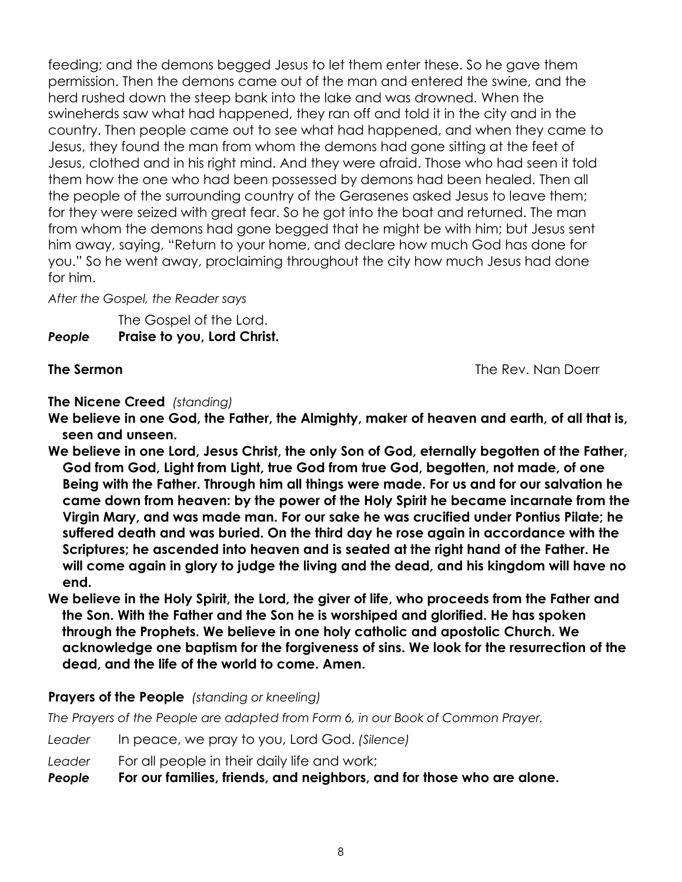feeding; and the demons begged Jesus to let them enter these. So he gave them permission. Then the demons came out of the man and entered the swine, and the herd rushed down the steep bank into the lake and was drowned. When the swineherds saw what had happened, they ran off and told it in the city and in the country. Then people came out to see what had happened, and when they came to Jesus, they found the man from whom the demons had gone sitting at the feet of Jesus, clothed and in his right mind. And they were afraid. Those who had seen it told them how the one who had been possessed by demons had been healed. Then all the people of the surrounding country of the Gerasenes asked Jesus to leave them; for they were seized with great fear. So he got into the boat and returned. The man from whom the demons had gone begged that he might be with him; but Jesus sent him away, saying, "Return to your home, and declare how much God has done for you." So he went away, proclaiming throughout the city how much Jesus had done for him.

*After the Gospel, the Reader says*

The Gospel of the Lord.
***People*** **Praise to you, Lord Christ.**

**The Sermon** The Rev. Nan Doerr

**The Nicene Creed** *(standing)*

**We believe in one God, the Father, the Almighty, maker of heaven and earth, of all that is, seen and unseen.**

**We believe in one Lord, Jesus Christ, the only Son of God, eternally begotten of the Father, God from God, Light from Light, true God from true God, begotten, not made, of one Being with the Father. Through him all things were made. For us and for our salvation he came down from heaven: by the power of the Holy Spirit he became incarnate from the Virgin Mary, and was made man. For our sake he was crucified under Pontius Pilate; he suffered death and was buried. On the third day he rose again in accordance with the Scriptures; he ascended into heaven and is seated at the right hand of the Father. He will come again in glory to judge the living and the dead, and his kingdom will have no end.**

**We believe in the Holy Spirit, the Lord, the giver of life, who proceeds from the Father and the Son. With the Father and the Son he is worshiped and glorified. He has spoken through the Prophets. We believe in one holy catholic and apostolic Church. We acknowledge one baptism for the forgiveness of sins. We look for the resurrection of the dead, and the life of the world to come. Amen.**

**Prayers of the People** *(standing or kneeling)*

*The Prayers of the People are adapted from Form 6, in our Book of Common Prayer.*

*Leader* In peace, we pray to you, Lord God. *(Silence)*

*Leader* For all people in their daily life and work;
***People*** **For our families, friends, and neighbors, and for those who are alone.**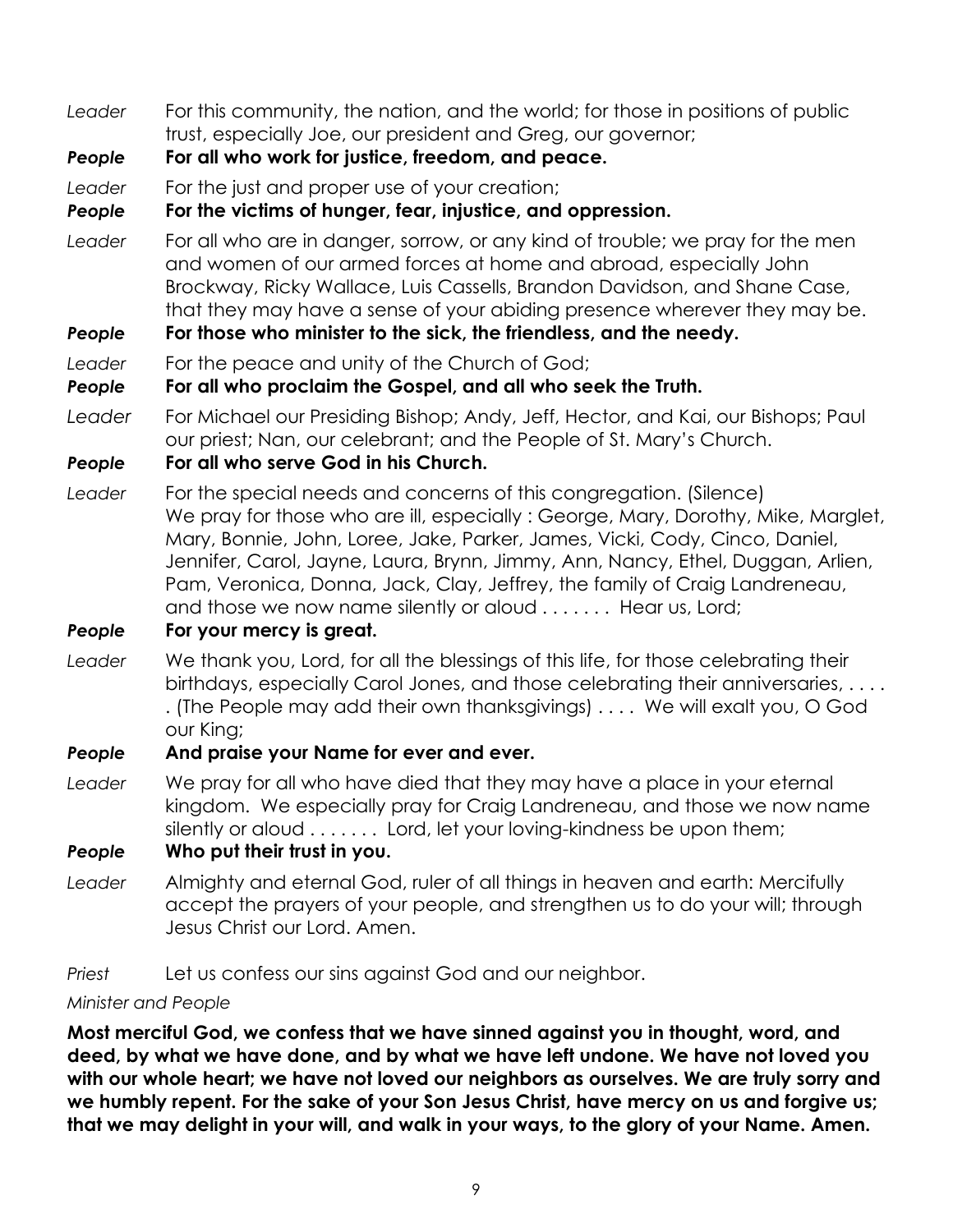*Leader* For this community, the nation, and the world; for those in positions of public trust, especially Joe, our president and Greg, our governor;

***People*** **For all who work for justice, freedom, and peace.**

*Leader* For the just and proper use of your creation;

***People*** **For the victims of hunger, fear, injustice, and oppression.**

*Leader* For all who are in danger, sorrow, or any kind of trouble; we pray for the men and women of our armed forces at home and abroad, especially John Brockway, Ricky Wallace, Luis Cassells, Brandon Davidson, and Shane Case, that they may have a sense of your abiding presence wherever they may be.

***People*** **For those who minister to the sick, the friendless, and the needy.**

*Leader* For the peace and unity of the Church of God;

***People*** **For all who proclaim the Gospel, and all who seek the Truth.**

*Leader* For Michael our Presiding Bishop; Andy, Jeff, Hector, and Kai, our Bishops; Paul our priest; Nan, our celebrant; and the People of St. Mary's Church.

***People*** **For all who serve God in his Church.**

*Leader* For the special needs and concerns of this congregation. (Silence) We pray for those who are ill, especially : George, Mary, Dorothy, Mike, Marglet, Mary, Bonnie, John, Loree, Jake, Parker, James, Vicki, Cody, Cinco, Daniel, Jennifer, Carol, Jayne, Laura, Brynn, Jimmy, Ann, Nancy, Ethel, Duggan, Arlien, Pam, Veronica, Donna, Jack, Clay, Jeffrey, the family of Craig Landreneau, and those we now name silently or aloud . . . . . . . Hear us, Lord;

***People*** **For your mercy is great.**

*Leader* We thank you, Lord, for all the blessings of this life, for those celebrating their birthdays, especially Carol Jones, and those celebrating their anniversaries, . . . . . (The People may add their own thanksgivings) . . . . We will exalt you, O God our King;

***People*** **And praise your Name for ever and ever.**

*Leader* We pray for all who have died that they may have a place in your eternal kingdom. We especially pray for Craig Landreneau, and those we now name silently or aloud . . . . . . . Lord, let your loving-kindness be upon them;

***People*** **Who put their trust in you.**

*Leader* Almighty and eternal God, ruler of all things in heaven and earth: Mercifully accept the prayers of your people, and strengthen us to do your will; through Jesus Christ our Lord. Amen.

*Priest* Let us confess our sins against God and our neighbor.

*Minister and People*

**Most merciful God, we confess that we have sinned against you in thought, word, and deed, by what we have done, and by what we have left undone. We have not loved you with our whole heart; we have not loved our neighbors as ourselves. We are truly sorry and we humbly repent. For the sake of your Son Jesus Christ, have mercy on us and forgive us; that we may delight in your will, and walk in your ways, to the glory of your Name. Amen.**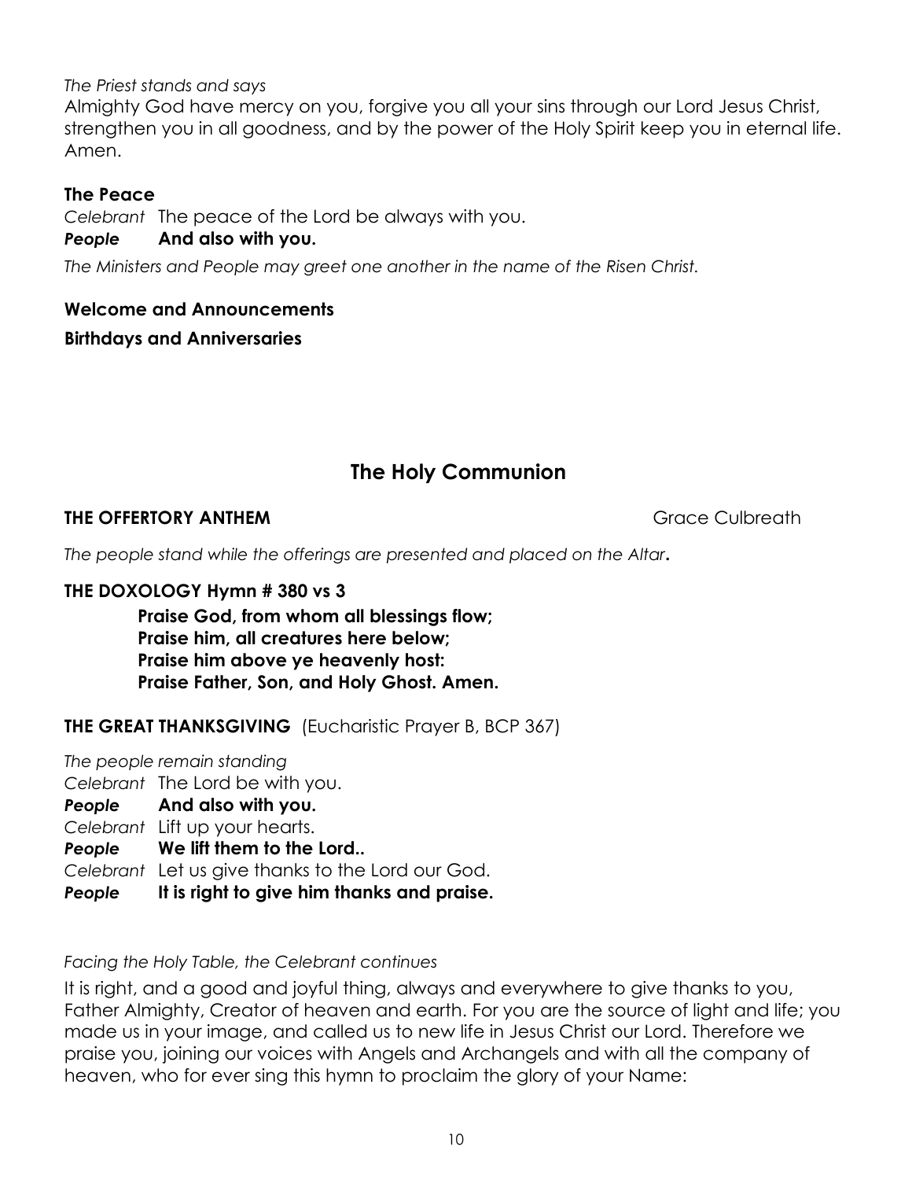*The Priest stands and says*

Almighty God have mercy on you, forgive you all your sins through our Lord Jesus Christ, strengthen you in all goodness, and by the power of the Holy Spirit keep you in eternal life. Amen.

**The Peace**

*Celebrant* The peace of the Lord be always with you.

***People*** **And also with you.**

*The Ministers and People may greet one another in the name of the Risen Christ.*

**Welcome and Announcements**

**Birthdays and Anniversaries**

## The Holy Communion

**THE OFFERTORY ANTHEM** Grace Culbreath

*The people stand while the offerings are presented and placed on the Altar***.**

**THE DOXOLOGY Hymn # 380 vs 3**

**Praise God, from whom all blessings flow;**
**Praise him, all creatures here below;**
**Praise him above ye heavenly host:**
**Praise Father, Son, and Holy Ghost. Amen.**

**THE GREAT THANKSGIVING** (Eucharistic Prayer B, BCP 367)

*The people remain standing*

*Celebrant* The Lord be with you.

***People*** **And also with you.**

*Celebrant* Lift up your hearts.

***People*** **We lift them to the Lord..**

*Celebrant* Let us give thanks to the Lord our God.

***People*** **It is right to give him thanks and praise.**

*Facing the Holy Table, the Celebrant continues*

It is right, and a good and joyful thing, always and everywhere to give thanks to you, Father Almighty, Creator of heaven and earth. For you are the source of light and life; you made us in your image, and called us to new life in Jesus Christ our Lord. Therefore we praise you, joining our voices with Angels and Archangels and with all the company of heaven, who for ever sing this hymn to proclaim the glory of your Name: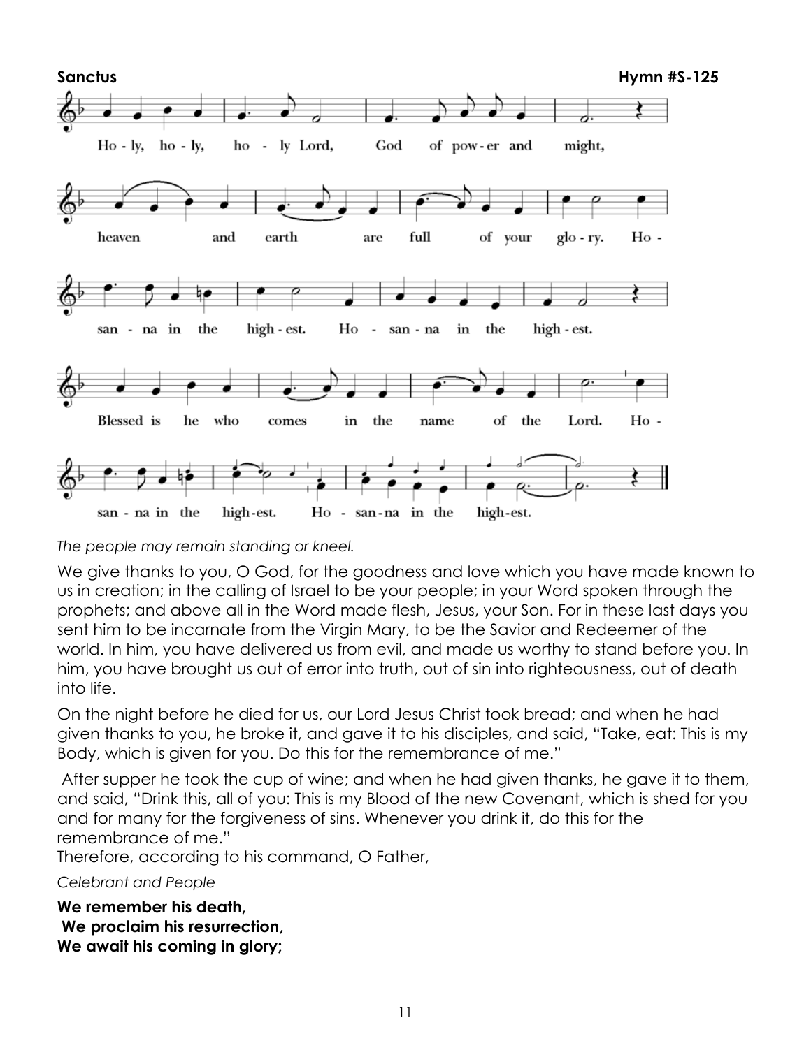**Sanctus** **Hymn #S-125**

Ho - ly, ho - ly, ho - ly Lord, God of pow - er and might,

heaven and earth are full of your glo - ry. Ho -

san - na in the high - est. Ho - san - na in the high - est.

Blessed is he who comes in the name of the Lord. Ho -

san - na in the high-est. Ho - san-na in the high-est.

*The people may remain standing or kneel.*

We give thanks to you, O God, for the goodness and love which you have made known to us in creation; in the calling of Israel to be your people; in your Word spoken through the prophets; and above all in the Word made flesh, Jesus, your Son. For in these last days you sent him to be incarnate from the Virgin Mary, to be the Savior and Redeemer of the world. In him, you have delivered us from evil, and made us worthy to stand before you. In him, you have brought us out of error into truth, out of sin into righteousness, out of death into life.

On the night before he died for us, our Lord Jesus Christ took bread; and when he had given thanks to you, he broke it, and gave it to his disciples, and said, "Take, eat: This is my Body, which is given for you. Do this for the remembrance of me."

After supper he took the cup of wine; and when he had given thanks, he gave it to them, and said, "Drink this, all of you: This is my Blood of the new Covenant, which is shed for you and for many for the forgiveness of sins. Whenever you drink it, do this for the remembrance of me."

Therefore, according to his command, O Father,

*Celebrant and People*

**We remember his death,**
**We proclaim his resurrection,**
**We await his coming in glory;**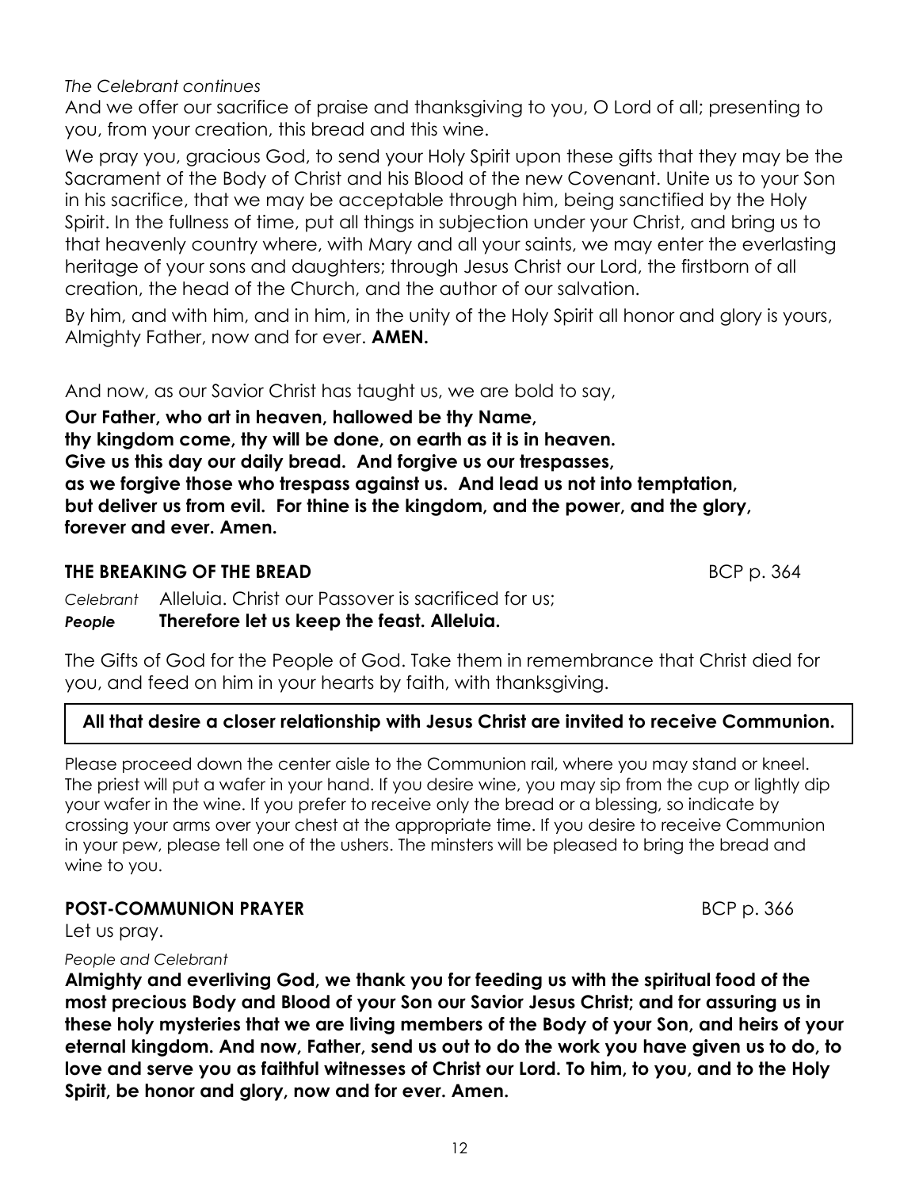*The Celebrant continues*

And we offer our sacrifice of praise and thanksgiving to you, O Lord of all; presenting to you, from your creation, this bread and this wine.

We pray you, gracious God, to send your Holy Spirit upon these gifts that they may be the Sacrament of the Body of Christ and his Blood of the new Covenant. Unite us to your Son in his sacrifice, that we may be acceptable through him, being sanctified by the Holy Spirit. In the fullness of time, put all things in subjection under your Christ, and bring us to that heavenly country where, with Mary and all your saints, we may enter the everlasting heritage of your sons and daughters; through Jesus Christ our Lord, the firstborn of all creation, the head of the Church, and the author of our salvation.

By him, and with him, and in him, in the unity of the Holy Spirit all honor and glory is yours, Almighty Father, now and for ever. **AMEN.**

And now, as our Savior Christ has taught us, we are bold to say,

**Our Father, who art in heaven, hallowed be thy Name,**
**thy kingdom come, thy will be done, on earth as it is in heaven.**
**Give us this day our daily bread. And forgive us our trespasses,**
**as we forgive those who trespass against us. And lead us not into temptation,**
**but deliver us from evil. For thine is the kingdom, and the power, and the glory,**
**forever and ever. Amen.**

## THE BREAKING OF THE BREAD — BCP p. 364

*Celebrant* Alleluia. Christ our Passover is sacrificed for us;
***People*** **Therefore let us keep the feast. Alleluia.**

The Gifts of God for the People of God. Take them in remembrance that Christ died for you, and feed on him in your hearts by faith, with thanksgiving.

**All that desire a closer relationship with Jesus Christ are invited to receive Communion.**

Please proceed down the center aisle to the Communion rail, where you may stand or kneel. The priest will put a wafer in your hand. If you desire wine, you may sip from the cup or lightly dip your wafer in the wine. If you prefer to receive only the bread or a blessing, so indicate by crossing your arms over your chest at the appropriate time. If you desire to receive Communion in your pew, please tell one of the ushers. The minsters will be pleased to bring the bread and wine to you.

## POST-COMMUNION PRAYER — BCP p. 366

Let us pray.

*People and Celebrant*

**Almighty and everliving God, we thank you for feeding us with the spiritual food of the most precious Body and Blood of your Son our Savior Jesus Christ; and for assuring us in these holy mysteries that we are living members of the Body of your Son, and heirs of your eternal kingdom. And now, Father, send us out to do the work you have given us to do, to love and serve you as faithful witnesses of Christ our Lord. To him, to you, and to the Holy Spirit, be honor and glory, now and for ever. Amen.**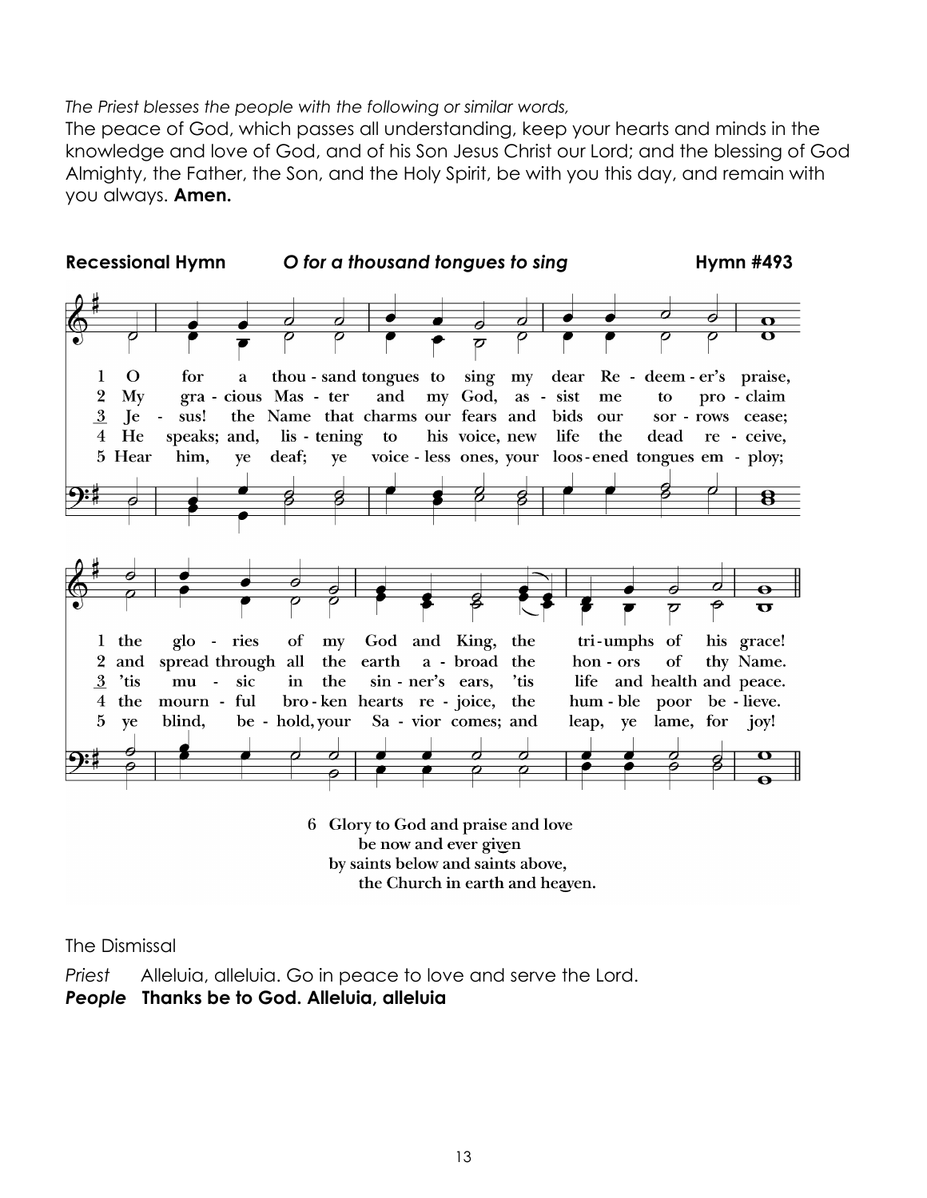*The Priest blesses the people with the following or similar words,*

The peace of God, which passes all understanding, keep your hearts and minds in the knowledge and love of God, and of his Son Jesus Christ our Lord; and the blessing of God Almighty, the Father, the Son, and the Holy Spirit, be with you this day, and remain with you always. **Amen.**

**Recessional Hymn** ***O for a thousand tongues to sing*** **Hymn #493**

1 O for a thou - sand tongues to sing my dear Re - deem - er's praise, the glo - ries of my God and King, the tri - umphs of his grace!

2 My gra - cious Mas - ter and my God, as - sist me to pro - claim and spread through all the earth a - broad the hon - ors of thy Name.

3 Je - sus! the Name that charms our fears and bids our sor - rows cease; 'tis mu - sic in the sin - ner's ears, 'tis life and health and peace.

4 He speaks; and, lis - tening to his voice, new life the dead re - ceive, the mourn - ful bro - ken hearts re - joice, the hum - ble poor be - lieve.

5 Hear him, ye deaf; ye voice - less ones, your loos - ened tongues em - ploy; ye blind, be - hold, your Sa - vior comes; and leap, ye lame, for joy!

6 Glory to God and praise and love
be now and ever given
by saints below and saints above,
the Church in earth and heaven.

The Dismissal

*Priest* Alleluia, alleluia. Go in peace to love and serve the Lord.

***People*** **Thanks be to God. Alleluia, alleluia**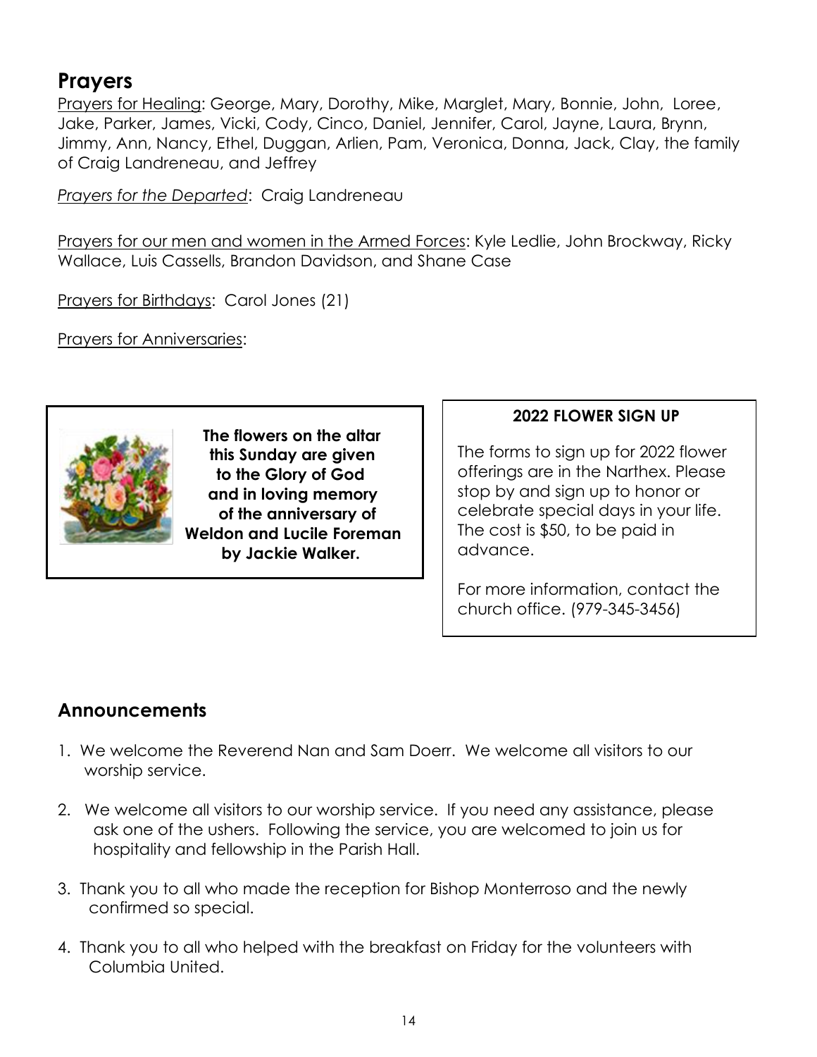## Prayers

Prayers for Healing: George, Mary, Dorothy, Mike, Marglet, Mary, Bonnie, John, Loree, Jake, Parker, James, Vicki, Cody, Cinco, Daniel, Jennifer, Carol, Jayne, Laura, Brynn, Jimmy, Ann, Nancy, Ethel, Duggan, Arlien, Pam, Veronica, Donna, Jack, Clay, the family of Craig Landreneau, and Jeffrey

*Prayers for the Departed*: Craig Landreneau

Prayers for our men and women in the Armed Forces: Kyle Ledlie, John Brockway, Ricky Wallace, Luis Cassells, Brandon Davidson, and Shane Case

Prayers for Birthdays: Carol Jones (21)

Prayers for Anniversaries:

**The flowers on the altar this Sunday are given to the Glory of God and in loving memory of the anniversary of Weldon and Lucile Foreman by Jackie Walker.**

**2022 FLOWER SIGN UP**

The forms to sign up for 2022 flower offerings are in the Narthex. Please stop by and sign up to honor or celebrate special days in your life. The cost is $50, to be paid in advance.

For more information, contact the church office. (979-345-3456)

## Announcements

1. We welcome the Reverend Nan and Sam Doerr. We welcome all visitors to our worship service.
2. We welcome all visitors to our worship service. If you need any assistance, please ask one of the ushers. Following the service, you are welcomed to join us for hospitality and fellowship in the Parish Hall.
3. Thank you to all who made the reception for Bishop Monterroso and the newly confirmed so special.
4. Thank you to all who helped with the breakfast on Friday for the volunteers with Columbia United.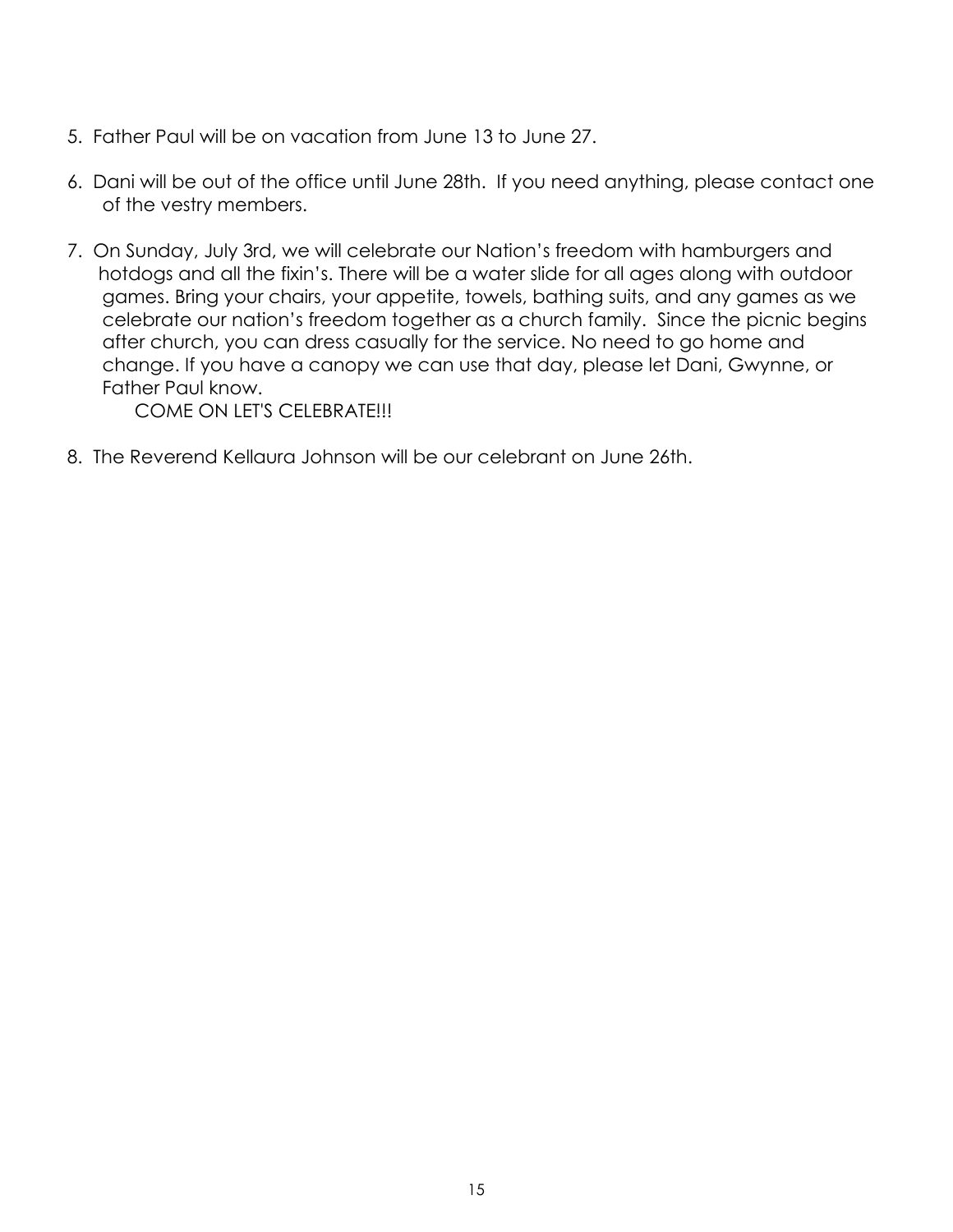5. Father Paul will be on vacation from June 13 to June 27.

6. Dani will be out of the office until June 28th. If you need anything, please contact one of the vestry members.

7. On Sunday, July 3rd, we will celebrate our Nation's freedom with hamburgers and hotdogs and all the fixin's. There will be a water slide for all ages along with outdoor games. Bring your chairs, your appetite, towels, bathing suits, and any games as we celebrate our nation's freedom together as a church family. Since the picnic begins after church, you can dress casually for the service. No need to go home and change. If you have a canopy we can use that day, please let Dani, Gwynne, or Father Paul know.

   COME ON LET'S CELEBRATE!!!

8. The Reverend Kellaura Johnson will be our celebrant on June 26th.